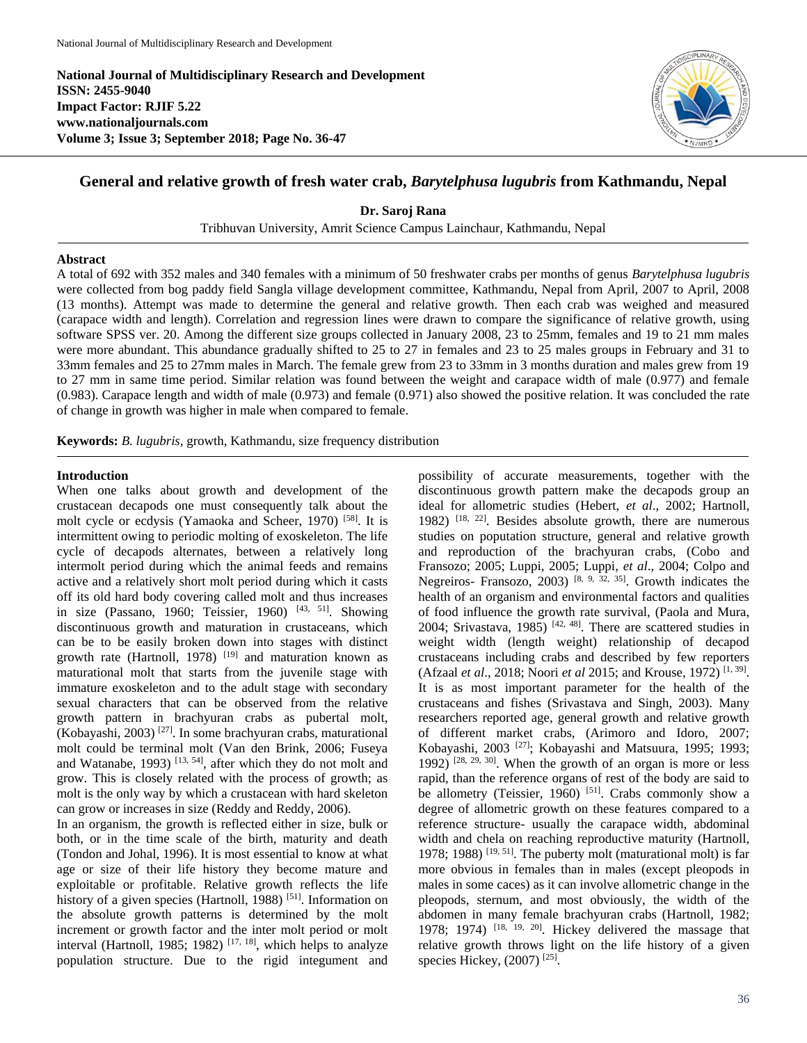National Journal of Multidisciplinary Research and Development
ISSN: 2455-9040
Impact Factor: RJIF 5.22
www.nationaljournals.com
Volume 3; Issue 3; September 2018; Page No. 36-47

# General and relative growth of fresh water crab, *Barytelphusa lugubris* from Kathmandu, Nepal

**Dr. Saroj Rana**

Tribhuvan University, Amrit Science Campus Lainchaur, Kathmandu, Nepal

## Abstract

A total of 692 with 352 males and 340 females with a minimum of 50 freshwater crabs per months of genus *Barytelphusa lugubris* were collected from bog paddy field Sangla village development committee, Kathmandu, Nepal from April, 2007 to April, 2008 (13 months). Attempt was made to determine the general and relative growth. Then each crab was weighed and measured (carapace width and length). Correlation and regression lines were drawn to compare the significance of relative growth, using software SPSS ver. 20. Among the different size groups collected in January 2008, 23 to 25mm, females and 19 to 21 mm males were more abundant. This abundance gradually shifted to 25 to 27 in females and 23 to 25 males groups in February and 31 to 33mm females and 25 to 27mm males in March. The female grew from 23 to 33mm in 3 months duration and males grew from 19 to 27 mm in same time period. Similar relation was found between the weight and carapace width of male (0.977) and female (0.983). Carapace length and width of male (0.973) and female (0.971) also showed the positive relation. It was concluded the rate of change in growth was higher in male when compared to female.

**Keywords:** *B. lugubris*, growth, Kathmandu, size frequency distribution

## Introduction

When one talks about growth and development of the crustacean decapods one must consequently talk about the molt cycle or ecdysis (Yamaoka and Scheer, 1970) [58]. It is intermittent owing to periodic molting of exoskeleton. The life cycle of decapods alternates, between a relatively long intermolt period during which the animal feeds and remains active and a relatively short molt period during which it casts off its old hard body covering called molt and thus increases in size (Passano, 1960; Teissier, 1960) [43, 51]. Showing discontinuous growth and maturation in crustaceans, which can be to to be easily broken down into stages with distinct growth rate (Hartnoll, 1978) [19] and maturation known as maturational molt that starts from the juvenile stage with immature exoskeleton and to the adult stage with secondary sexual characters that can be observed from the relative growth pattern in brachyuran crabs as pubertal molt, (Kobayashi, 2003) [27]. In some brachyuran crabs, maturational molt could be terminal molt (Van den Brink, 2006; Fuseya and Watanabe, 1993) [13, 54], after which they do not molt and grow. This is closely related with the process of growth; as molt is the only way by which a crustacean with hard skeleton can grow or increases in size (Reddy and Reddy, 2006).

In an organism, the growth is reflected either in size, bulk or both, or in the time scale of the birth, maturity and death (Tondon and Johal, 1996). It is most essential to know at what age or size of their life history they become mature and exploitable or profitable. Relative growth reflects the life history of a given species (Hartnoll, 1988) [51]. Information on the absolute growth patterns is determined by the molt increment or growth factor and the inter molt period or molt interval (Hartnoll, 1985; 1982) [17, 18], which helps to analyze population structure. Due to the rigid integument and possibility of accurate measurements, together with the discontinuous growth pattern make the decapods group an ideal for allometric studies (Hebert, *et al*., 2002; Hartnoll, 1982) [18, 22]. Besides absolute growth, there are numerous studies on poputation structure, general and relative growth and reproduction of the brachyuran crabs, (Cobo and Fransozo; 2005; Luppi, 2005; Luppi, *et al*., 2004; Colpo and Negreiros- Fransozo, 2003) [8, 9, 32, 35]. Growth indicates the health of an organism and environmental factors and qualities of food influence the growth rate survival, (Paola and Mura, 2004; Srivastava, 1985) [42, 48]. There are scattered studies in weight width (length weight) relationship of decapod crustaceans including crabs and described by few reporters (Afzaal *et al*., 2018; Noori *et al* 2015; and Krouse, 1972) [1, 39]. It is as most important parameter for the health of the crustaceans and fishes (Srivastava and Singh, 2003). Many researchers reported age, general growth and relative growth of different market crabs, (Arimoro and Idoro, 2007; Kobayashi, 2003 [27]; Kobayashi and Matsuura, 1995; 1993; 1992) [28, 29, 30]. When the growth of an organ is more or less rapid, than the reference organs of rest of the body are said to be allomety (Teissier, 1960) [51]. Crabs commonly show a degree of allometric growth on these features compared to a reference structure- usually the carapace width, abdominal width and chela on reaching reproductive maturity (Hartnoll, 1978; 1988) [19, 51]. The puberty molt (maturational molt) is far more obvious in females than in males (except pleopods in males in some caces) as it can involve allometric change in the pleopods, sternum, and most obviously, the width of the abdomen in many female brachyuran crabs (Hartnoll, 1982; 1978; 1974) [18, 19, 20]. Hickey delivered the massage that relative growth throws light on the life history of a given species Hickey, (2007) [25].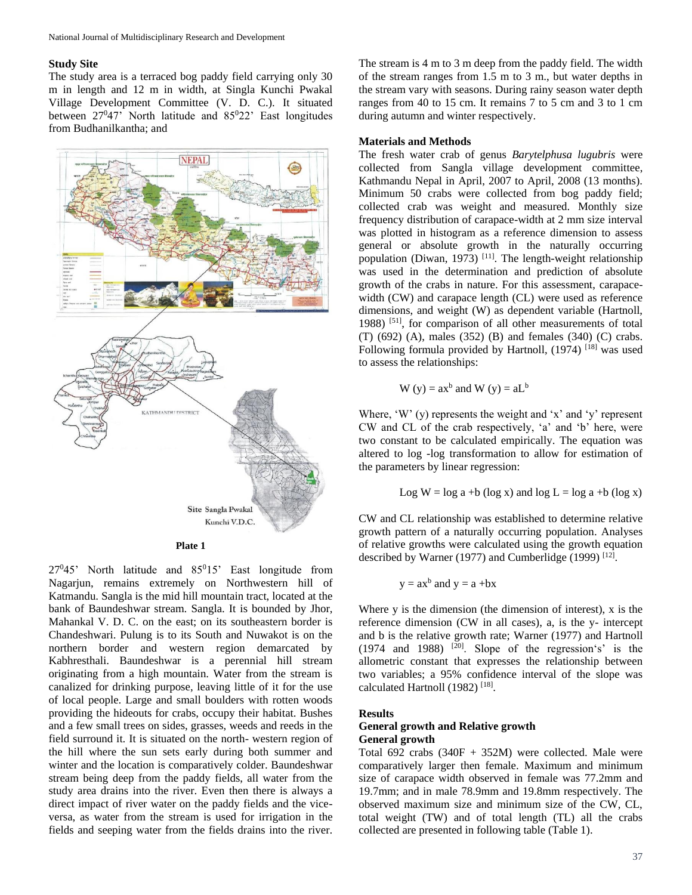### Study Site

The study area is a terraced bog paddy field carrying only 30 m in length and 12 m in width, at Singla Kunchi Pwakal Village Development Committee (V. D. C.). It situated between 27$^0$47' North latitude and 85$^0$22' East longitudes from Budhanilkantha; and

Plate 1

27$^0$45' North latitude and 85$^0$15' East longitude from Nagarjun, remains extremely on Northwestern hill of Katmandu. Sangla is the mid hill mountain tract, located at the bank of Baundeshwar stream. Sangla. It is bounded by Jhor, Mahankal V. D. C. on the east; on its southeastern border is Chandeshwari. Pulung is to its South and Nuwakot is on the northern border and western region demarcated by Kabhresthali. Baundeshwar is a perennial hill stream originating from a high mountain. Water from the stream is canalized for drinking purpose, leaving little of it for the use of local people. Large and small boulders with rotten woods providing the hideouts for crabs, occupy their habitat. Bushes and a few small trees on sides, grasses, weeds and reeds in the field surround it. It is situated on the north- western region of the hill where the sun sets early during both summer and winter and the location is comparatively colder. Baundeshwar stream being deep from the paddy fields, all water from the study area drains into the river. Even then there is always a direct impact of river water on the paddy fields and the vice-versa, as water from the stream is used for irrigation in the fields and seeping water from the fields drains into the river. The stream is 4 m to 3 m deep from the paddy field. The width of the stream ranges from 1.5 m to 3 m., but water depths in the stream vary with seasons. During rainy season water depth ranges from 40 to 15 cm. It remains 7 to 5 cm and 3 to 1 cm during autumn and winter respectively.

### Materials and Methods

The fresh water crab of genus *Barytelphusa lugubris* were collected from Sangla village development committee, Kathmandu Nepal in April, 2007 to April, 2008 (13 months). Minimum 50 crabs were collected from bog paddy field; collected crab was weight and measured. Monthly size frequency distribution of carapace-width at 2 mm size interval was plotted in histogram as a reference dimension to assess general or absolute growth in the naturally occurring population (Diwan, 1973) [11]. The length-weight relationship was used in the determination and prediction of absolute growth of the crabs in nature. For this assessment, carapace-width (CW) and carapace length (CL) were used as reference dimensions, and weight (W) as dependent variable (Hartnoll, 1988) [51], for comparison of all other measurements of total (T) (692) (A), males (352) (B) and females (340) (C) crabs. Following formula provided by Hartnoll, (1974) [18] was used to assess the relationships:

$$W\ (y) = ax^b \text{ and } W\ (y) = aL^b$$

Where, 'W' (y) represents the weight and 'x' and 'y' represent CW and CL of the crab respectively, 'a' and 'b' here, were two constant to be calculated empirically. The equation was altered to log -log transformation to allow for estimation of the parameters by linear regression:

$$\text{Log } W = \log a + b (\log x) \text{ and } \log L = \log a + b (\log x)$$

CW and CL relationship was established to determine relative growth pattern of a naturally occurring population. Analyses of relative growths were calculated using the growth equation described by Warner (1977) and Cumberlidge (1999) [12].

$$y = ax^b \text{ and } y = a + bx$$

Where y is the dimension (the dimension of interest), x is the reference dimension (CW in all cases), a, is the y- intercept and b is the relative growth rate; Warner (1977) and Hartnoll (1974 and 1988) [20]. Slope of the regression's' is the allometric constant that expresses the relationship between two variables; a 95% confidence interval of the slope was calculated Hartnoll (1982) [18].

### Results

#### General growth and Relative growth

#### General growth

Total 692 crabs (340F + 352M) were collected. Male were comparatively larger then female. Maximum and minimum size of carapace width observed in female was 77.2mm and 19.7mm; and in male 78.9mm and 19.8mm respectively. The observed maximum size and minimum size of the CW, CL, total weight (TW) and of total length (TL) all the crabs collected are presented in following table (Table 1).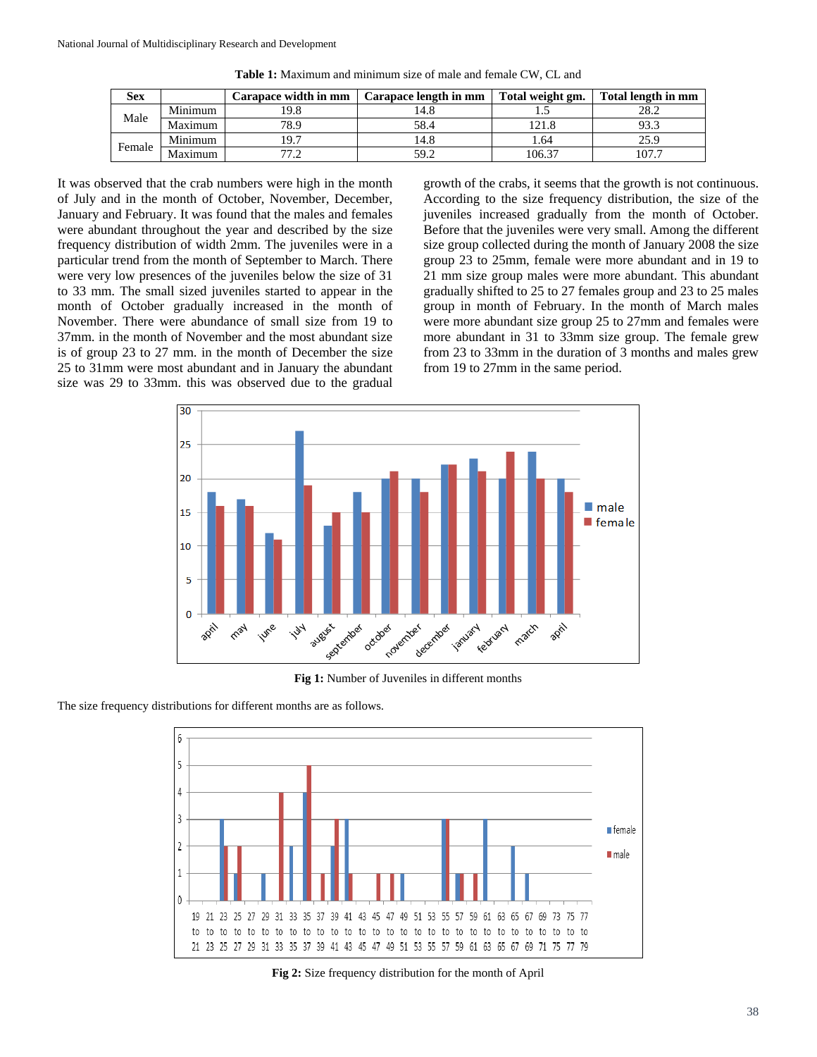**Table 1:** Maximum and minimum size of male and female CW, CL and

| Sex | | Carapace width in mm | Carapace length in mm | Total weight gm. | Total length in mm |
|---|---|---|---|---|---|
| Male | Minimum | 19.8 | 14.8 | 1.5 | 28.2 |
| | Maximum | 78.9 | 58.4 | 121.8 | 93.3 |
| Female | Minimum | 19.7 | 14.8 | 1.64 | 25.9 |
| | Maximum | 77.2 | 59.2 | 106.37 | 107.7 |

It was observed that the crab numbers were high in the month of July and in the month of October, November, December, January and February. It was found that the males and females were abundant throughout the year and described by the size frequency distribution of width 2mm. The juveniles were in a particular trend from the month of September to March. There were very low presences of the juveniles below the size of 31 to 33 mm. The small sized juveniles started to appear in the month of October gradually increased in the month of November. There were abundance of small size from 19 to 37mm. in the month of November and the most abundant size is of group 23 to 27 mm. in the month of December the size 25 to 31mm were most abundant and in January the abundant size was 29 to 33mm. this was observed due to the gradual growth of the crabs, it seems that the growth is not continuous. According to the size frequency distribution, the size of the juveniles increased gradually from the month of October. Before that the juveniles were very small. Among the different size group collected during the month of January 2008 the size group 23 to 25mm, female were more abundant and in 19 to 21 mm size group males were more abundant. This abundant gradually shifted to 25 to 27 females group and 23 to 25 males group in month of February. In the month of March males were more abundant size group 25 to 27mm and females were more abundant in 31 to 33mm size group. The female grew from 23 to 33mm in the duration of 3 months and males grew from 19 to 27mm in the same period.

**Fig 1:** Number of Juveniles in different months

The size frequency distributions for different months are as follows.

**Fig 2:** Size frequency distribution for the month of April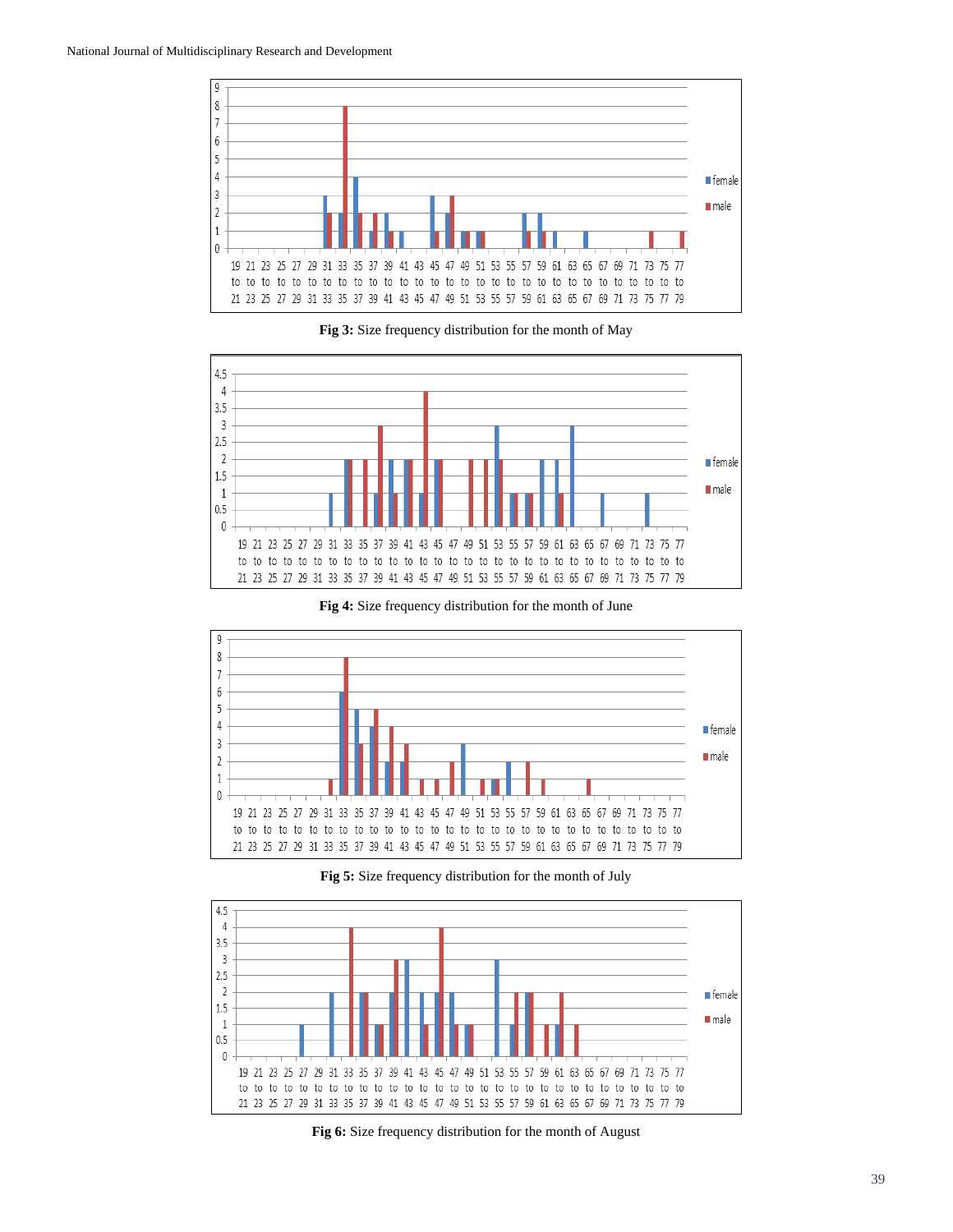**Fig 3:** Size frequency distribution for the month of May

**Fig 4:** Size frequency distribution for the month of June

**Fig 5:** Size frequency distribution for the month of July

**Fig 6:** Size frequency distribution for the month of August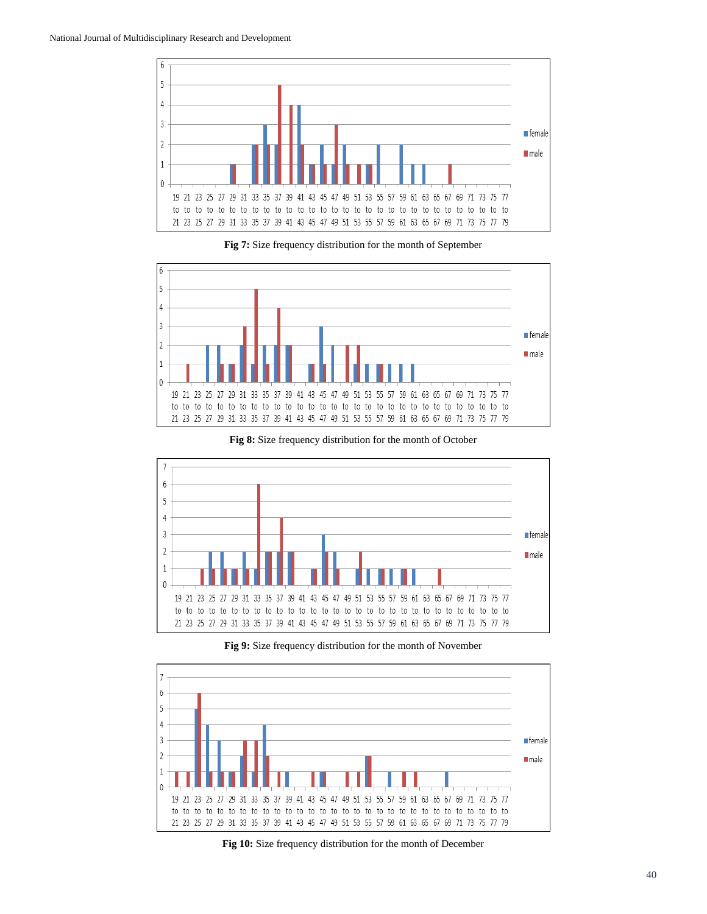**Fig 7:** Size frequency distribution for the month of September

**Fig 8:** Size frequency distribution for the month of October

**Fig 9:** Size frequency distribution for the month of November

**Fig 10:** Size frequency distribution for the month of December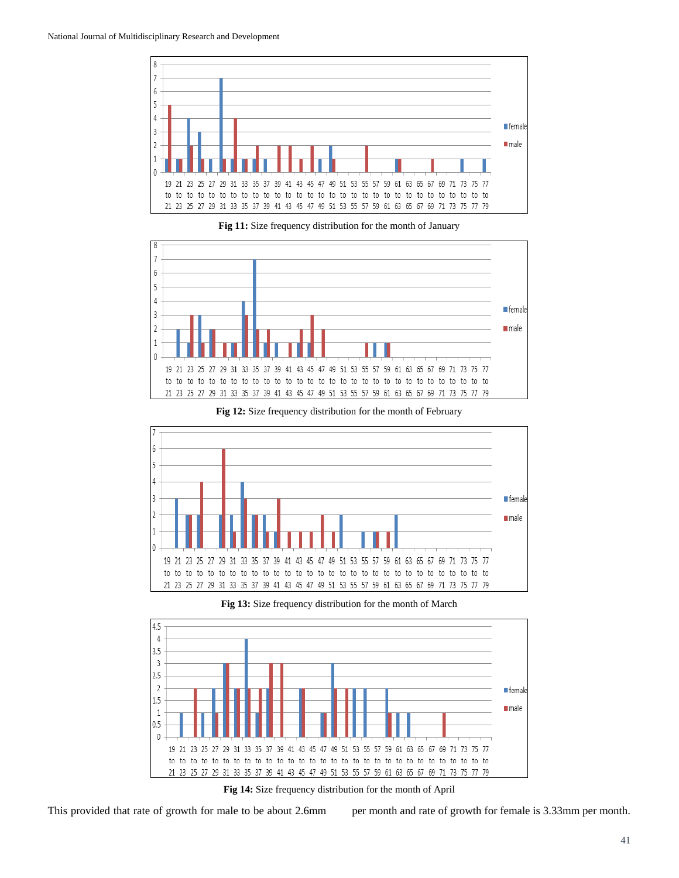Fig 11: **Size frequency distribution for the month of January**

Fig 12: **Size frequency distribution for the month of February**

Fig 13: **Size frequency distribution for the month of March**

Fig 14: **Size frequency distribution for the month of April**

This provided that rate of growth for male to be about 2.6mm per month and rate of growth for female is 3.33mm per month.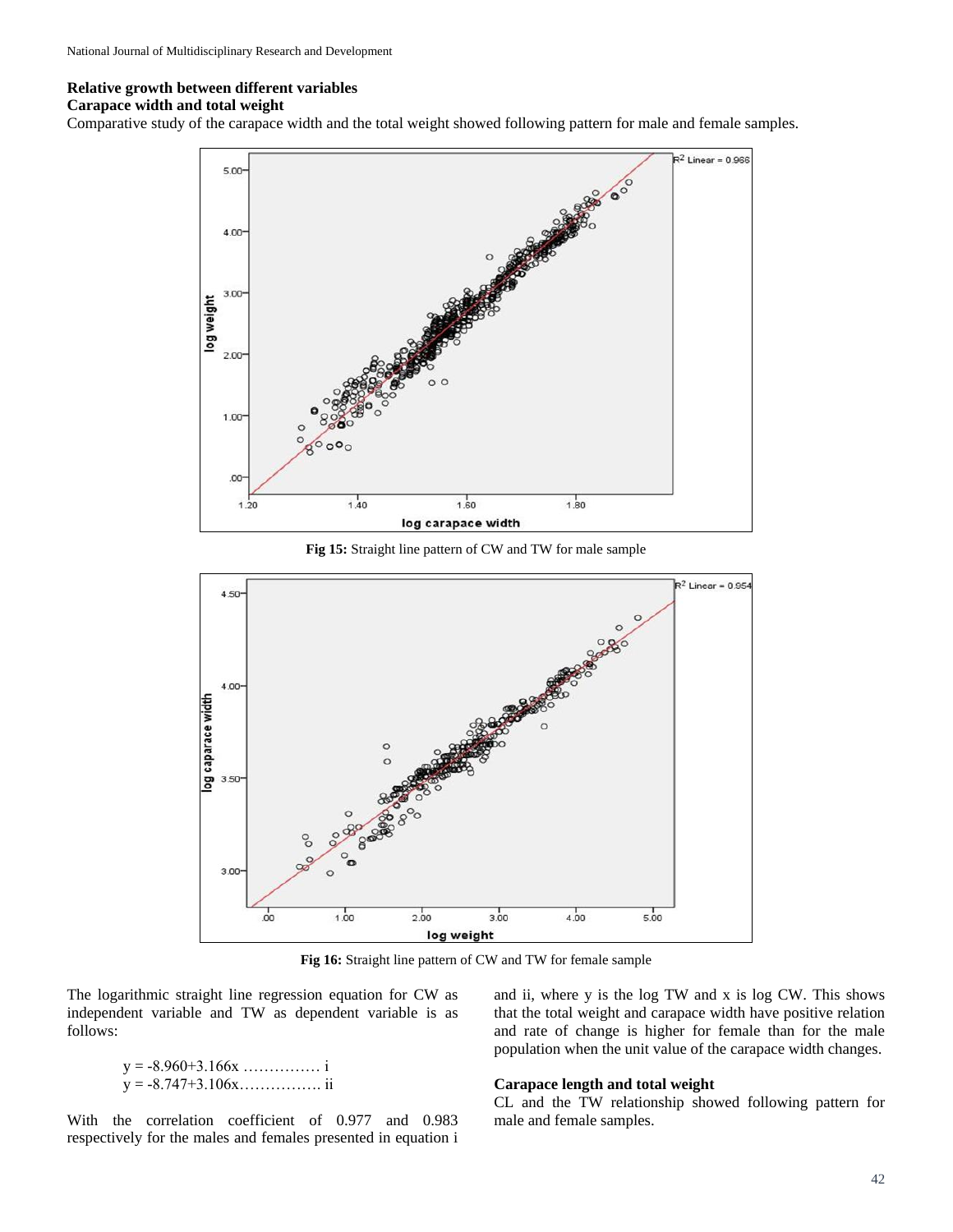### Relative growth between different variables

### Carapace width and total weight

Comparative study of the carapace width and the total weight showed following pattern for male and female samples.

Fig 15: Straight line pattern of CW and TW for male sample

Fig 16: Straight line pattern of CW and TW for female sample

The logarithmic straight line regression equation for CW as independent variable and TW as dependent variable is as follows:

$$y = -8.960+3.166x \text{ …………… i}$$

$$y = -8.747+3.106x \text{ ……………. ii}$$

With the correlation coefficient of 0.977 and 0.983 respectively for the males and females presented in equation i and ii, where y is the log TW and x is log CW. This shows that the total weight and carapace width have positive relation and rate of change is higher for female than for the male population when the unit value of the carapace width changes.

### Carapace length and total weight

CL and the TW relationship showed following pattern for male and female samples.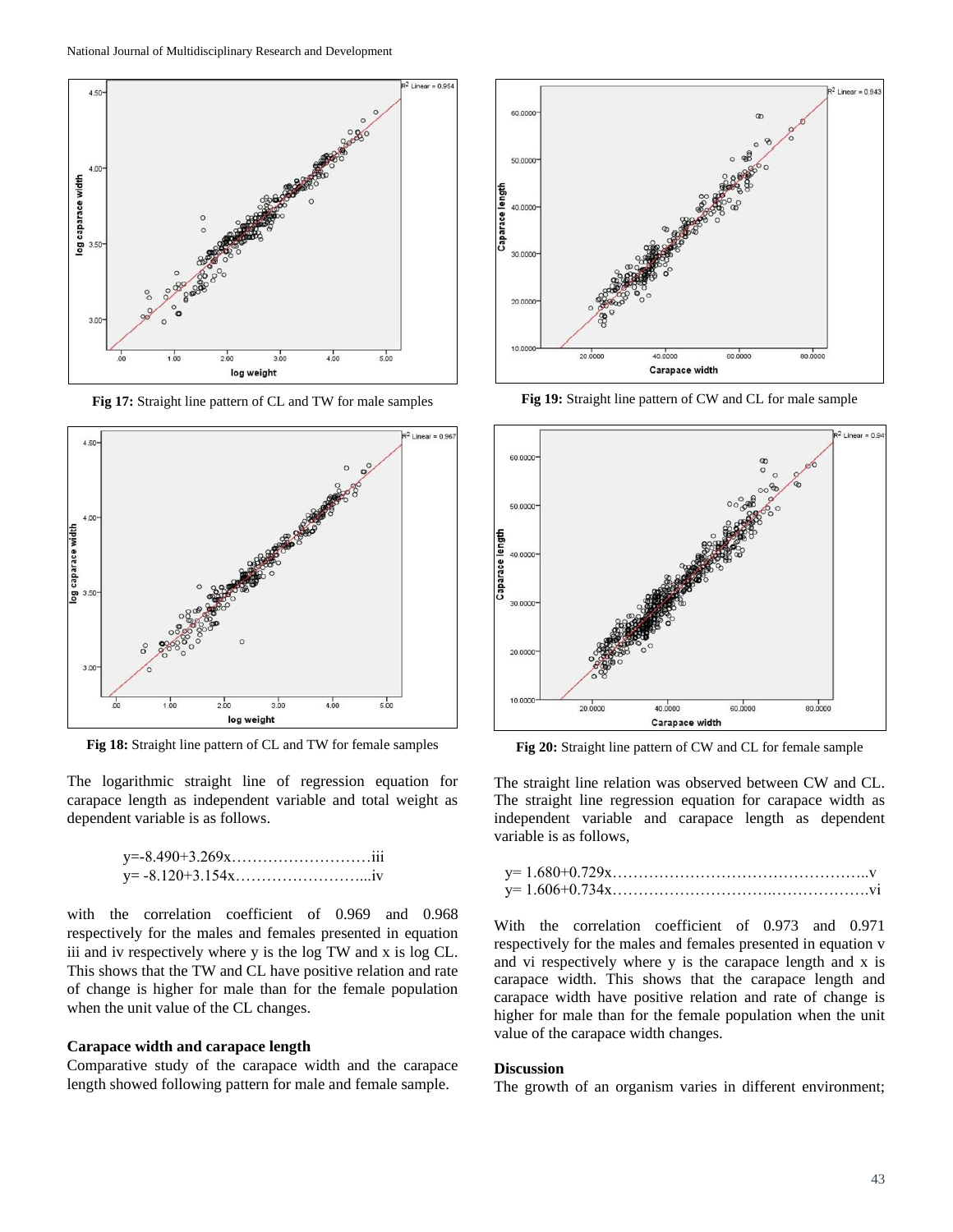Fig 17: Straight line pattern of CL and TW for male samples

Fig 18: Straight line pattern of CL and TW for female samples

The logarithmic straight line of regression equation for carapace length as independent variable and total weight as dependent variable is as follows.

$$y=-8.490+3.269x \quad \ldots\text{iii}$$
$$y=-8.120+3.154x \quad \ldots\text{iv}$$

with the correlation coefficient of 0.969 and 0.968 respectively for the males and females presented in equation iii and iv respectively where y is the log TW and x is log CL. This shows that the TW and CL have positive relation and rate of change is higher for male than for the female population when the unit value of the CL changes.

**Carapace width and carapace length**

Comparative study of the carapace width and the carapace length showed following pattern for male and female sample.

Fig 19: Straight line pattern of CW and CL for male sample

Fig 20: Straight line pattern of CW and CL for female sample

The straight line relation was observed between CW and CL. The straight line regression equation for carapace width as independent variable and carapace length as dependent variable is as follows,

$$y=1.680+0.729x \quad \ldots\text{v}$$
$$y=1.606+0.734x \quad \ldots\text{vi}$$

With the correlation coefficient of 0.973 and 0.971 respectively for the males and females presented in equation v and vi respectively where y is the carapace length and x is carapace width. This shows that the carapace length and carapace width have positive relation and rate of change is higher for male than for the female population when the unit value of the carapace width changes.

**Discussion**

The growth of an organism varies in different environment;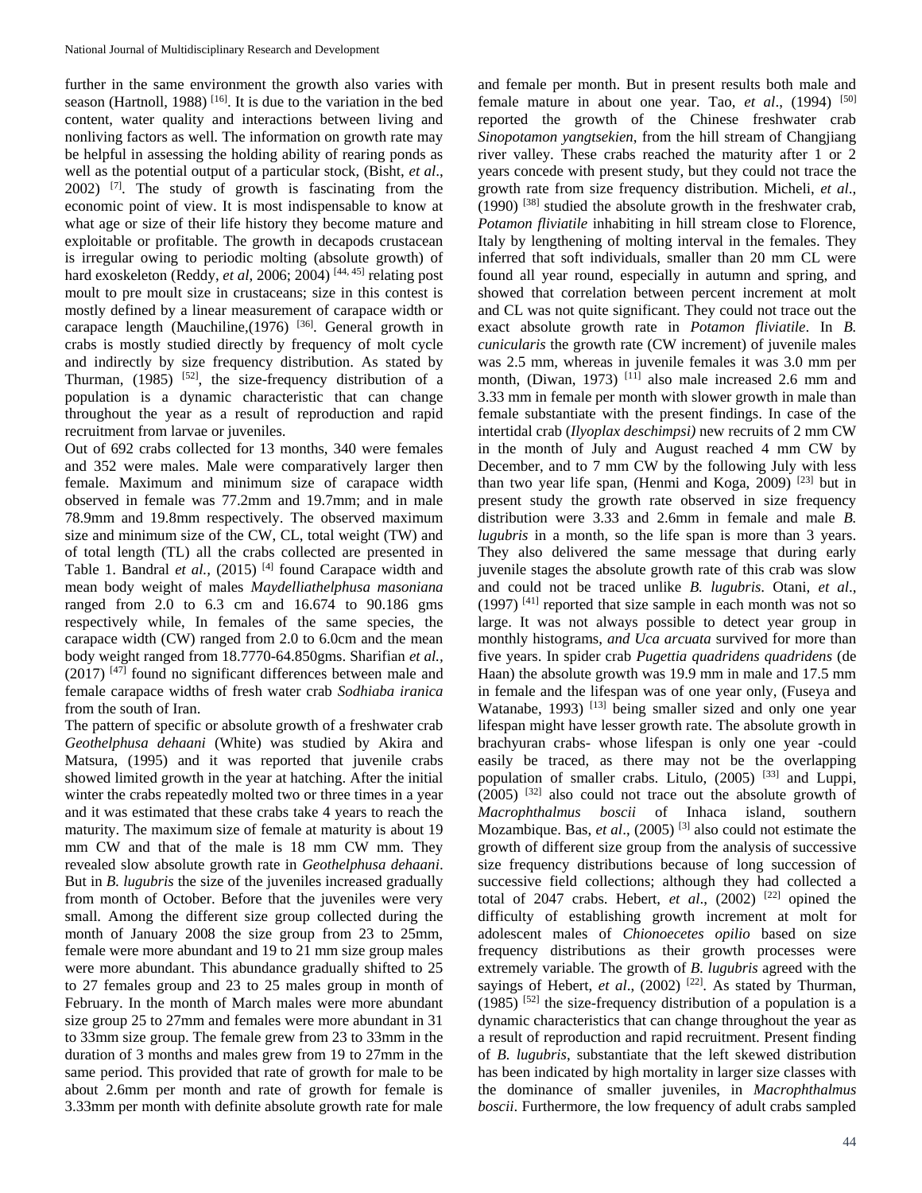further in the same environment the growth also varies with season (Hartnoll, 1988) [16]. It is due to the variation in the bed content, water quality and interactions between living and nonliving factors as well. The information on growth rate may be helpful in assessing the holding ability of rearing ponds as well as the potential output of a particular stock, (Bisht, *et al*., 2002) [7]. The study of growth is fascinating from the economic point of view. It is most indispensable to know at what age or size of their life history they become mature and exploitable or profitable. The growth in decapods crustacean is irregular owing to periodic molting (absolute growth) of hard exoskeleton (Reddy, *et al*, 2006; 2004) [44, 45] relating post moult to pre moult size in crustaceans; size in this contest is mostly defined by a linear measurement of carapace width or carapace length (Mauchiline,(1976) [36]. General growth in crabs is mostly studied directly by frequency of molt cycle and indirectly by size frequency distribution. As stated by Thurman, (1985) [52], the size-frequency distribution of a population is a dynamic characteristic that can change throughout the year as a result of reproduction and rapid recruitment from larvae or juveniles.

Out of 692 crabs collected for 13 months, 340 were females and 352 were males. Male were comparatively larger then female. Maximum and minimum size of carapace width observed in female was 77.2mm and 19.7mm; and in male 78.9mm and 19.8mm respectively. The observed maximum size and minimum size of the CW, CL, total weight (TW) and of total length (TL) all the crabs collected are presented in Table 1. Bandral *et al.,* (2015) [4] found Carapace width and mean body weight of males *Maydelliathelphusa masoniana* ranged from 2.0 to 6.3 cm and 16.674 to 90.186 gms respectively while, In females of the same species, the carapace width (CW) ranged from 2.0 to 6.0cm and the mean body weight ranged from 18.7770-64.850gms. Sharifian *et al.,* (2017) [47] found no significant differences between male and female carapace widths of fresh water crab *Sodhiaba iranica* from the south of Iran.

The pattern of specific or absolute growth of a freshwater crab *Geothelphusa dehaani* (White) was studied by Akira and Matsura, (1995) and it was reported that juvenile crabs showed limited growth in the year at hatching. After the initial winter the crabs repeatedly molted two or three times in a year and it was estimated that these crabs take 4 years to reach the maturity. The maximum size of female at maturity is about 19 mm CW and that of the male is 18 mm CW mm. They revealed slow absolute growth rate in *Geothelphusa dehaani*. But in *B. lugubris* the size of the juveniles increased gradually from month of October. Before that the juveniles were very small. Among the different size group collected during the month of January 2008 the size group from 23 to 25mm, female were more abundant and 19 to 21 mm size group males were more abundant. This abundance gradually shifted to 25 to 27 females group and 23 to 25 males group in month of February. In the month of March males were more abundant size group 25 to 27mm and females were more abundant in 31 to 33mm size group. The female grew from 23 to 33mm in the duration of 3 months and males grew from 19 to 27mm in the same period. This provided that rate of growth for male to be about 2.6mm per month and rate of growth for female is 3.33mm per month with definite absolute growth rate for male and female per month. But in present results both male and female mature in about one year. Tao, *et al*., (1994) [50] reported the growth of the Chinese freshwater crab *Sinopotamon yangtsekien*, from the hill stream of Changjiang river valley. These crabs reached the maturity after 1 or 2 years concede with present study, but they could not trace the growth rate from size frequency distribution. Micheli, *et al*., (1990) [38] studied the absolute growth in the freshwater crab, *Potamon fliviatile* inhabiting in hill stream close to Florence, Italy by lengthening of molting interval in the females. They inferred that soft individuals, smaller than 20 mm CL were found all year round, especially in autumn and spring, and showed that correlation between percent increment at molt and CL was not quite significant. They could not trace out the exact absolute growth rate in *Potamon fliviatile*. In *B. cunicularis* the growth rate (CW increment) of juvenile males was 2.5 mm, whereas in juvenile females it was 3.0 mm per month, (Diwan, 1973) [11] also male increased 2.6 mm and 3.33 mm in female per month with slower growth in male than female substantiate with the present findings. In case of the intertidal crab (*Ilyoplax deschimpsi)* new recruits of 2 mm CW in the month of July and August reached 4 mm CW by December, and to 7 mm CW by the following July with less than two year life span, (Henmi and Koga, 2009) [23] but in present study the growth rate observed in size frequency distribution were 3.33 and 2.6mm in female and male *B. lugubris* in a month, so the life span is more than 3 years. They also delivered the same message that during early juvenile stages the absolute growth rate of this crab was slow and could not be traced unlike *B. lugubris*. Otani, *et al*., (1997) [41] reported that size sample in each month was not so large. It was not always possible to detect year group in monthly histograms, *and Uca arcuata* survived for more than five years. In spider crab *Pugettia quadridens quadridens* (de Haan) the absolute growth was 19.9 mm in male and 17.5 mm in female and the lifespan was of one year only, (Fuseya and Watanabe, 1993) [13] being smaller sized and only one year lifespan might have lesser growth rate. The absolute growth in brachyuran crabs- whose lifespan is only one year -could easily be traced, as there may not be the overlapping population of smaller crabs. Litulo, (2005) [33] and Luppi, (2005) [32] also could not trace out the absolute growth of *Macrophthalmus boscii* of Inhaca island, southern Mozambique. Bas, *et al*., (2005) [3] also could not estimate the growth of different size group from the analysis of successive size frequency distributions because of long succession of successive field collections; although they had collected a total of 2047 crabs. Hebert, *et al*., (2002) [22] opined the difficulty of establishing growth increment at molt for adolescent males of *Chionoecetes opilio* based on size frequency distributions as their growth processes were extremely variable. The growth of *B. lugubris* agreed with the sayings of Hebert, *et al*., (2002) [22]. As stated by Thurman, (1985) [52] the size-frequency distribution of a population is a dynamic characteristics that can change throughout the year as a result of reproduction and rapid recruitment. Present finding of *B. lugubris*, substantiate that the left skewed distribution has been indicated by high mortality in larger size classes with the dominance of smaller juveniles, in *Macrophthalmus boscii*. Furthermore, the low frequency of adult crabs sampled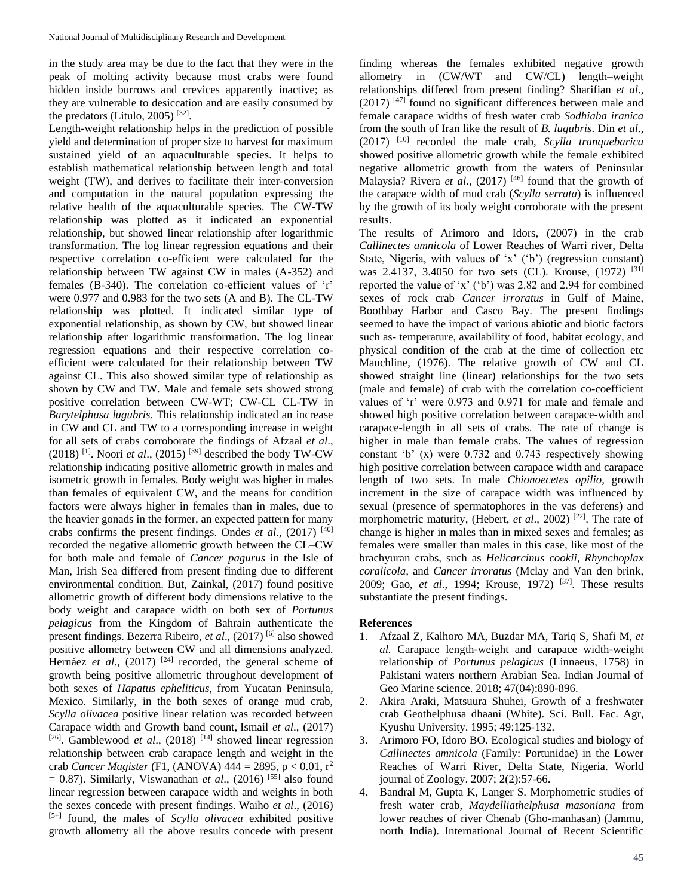in the study area may be due to the fact that they were in the peak of molting activity because most crabs were found hidden inside burrows and crevices apparently inactive; as they are vulnerable to desiccation and are easily consumed by the predators (Litulo, 2005) [32].

Length-weight relationship helps in the prediction of possible yield and determination of proper size to harvest for maximum sustained yield of an aquaculturable species. It helps to establish mathematical relationship between length and total weight (TW), and derives to facilitate their inter-conversion and computation in the natural population expressing the relative health of the aquaculturable species. The CW-TW relationship was plotted as it indicated an exponential relationship, but showed linear relationship after logarithmic transformation. The log linear regression equations and their respective correlation co-efficient were calculated for the relationship between TW against CW in males (A-352) and females (B-340). The correlation co-efficient values of 'r' were 0.977 and 0.983 for the two sets (A and B). The CL-TW relationship was plotted. It indicated similar type of exponential relationship, as shown by CW, but showed linear relationship after logarithmic transformation. The log linear regression equations and their respective correlation co-efficient were calculated for their relationship between TW against CL. This also showed similar type of relationship as shown by CW and TW. Male and female sets showed strong positive correlation between CW-WT; CW-CL CL-TW in *Barytelphusa lugubris*. This relationship indicated an increase in CW and CL and TW to a corresponding increase in weight for all sets of crabs corroborate the findings of Afzaal *et al*., (2018) [1]. Noori *et al*., (2015) [39] described the body TW-CW relationship indicating positive allometric growth in males and isometric growth in females. Body weight was higher in males than females of equivalent CW, and the means for condition factors were always higher in females than in males, due to the heavier gonads in the former, an expected pattern for many crabs confirms the present findings. Ondes *et al*., (2017) [40] recorded the negative allometric growth between the CL–CW for both male and female of *Cancer pagurus* in the Isle of Man, Irish Sea differed from present finding due to different environmental condition. But, Zainkal, (2017) found positive allometric growth of different body dimensions relative to the body weight and carapace width on both sex of *Portunus pelagicus* from the Kingdom of Bahrain authenticate the present findings. Bezerra Ribeiro, *et al*., (2017) [6] also showed positive allometry between CW and all dimensions analyzed. Hernáez *et al*., (2017) [24] recorded, the general scheme of growth being positive allometric throughout development of both sexes of *Hapatus epheliticus*, from Yucatan Peninsula, Mexico. Similarly, in the both sexes of orange mud crab, *Scylla olivacea* positive linear relation was recorded between Carapace width and Growth band count, Ismail *et al*., (2017) [26]. Gamblewood *et al*., (2018) [14] showed linear regression relationship between crab carapace length and weight in the crab *Cancer Magister* (F1, (ANOVA) 444 = 2895, $p < 0.01$, $r^2 = 0.87$). Similarly, Viswanathan *et al*., (2016) [55] also found linear regression between carapace width and weights in both the sexes concede with present findings. Waiho *et al*., (2016) [5+] found, the males of *Scylla olivacea* exhibited positive growth allometry all the above results concede with present finding whereas the females exhibited negative growth allometry in (CW/WT and CW/CL) length–weight relationships differed from present finding? Sharifian *et al*., (2017) [47] found no significant differences between male and female carapace widths of fresh water crab *Sodhiaba iranica* from the south of Iran like the result of *B. lugubris*. Din *et al*., (2017) [10] recorded the male crab, *Scylla tranquebarica* showed positive allometric growth while the female exhibited negative allometric growth from the waters of Peninsular Malaysia? Rivera *et al*., (2017) [46] found that the growth of the carapace width of mud crab (*Scylla serrata*) is influenced by the growth of its body weight corroborate with the present results.

The results of Arimoro and Idors, (2007) in the crab *Callinectes amnicola* of Lower Reaches of Warri river, Delta State, Nigeria, with values of 'x' ('b') (regression constant) was 2.4137, 3.4050 for two sets (CL). Krouse, (1972) [31] reported the value of 'x' ('b') was 2.82 and 2.94 for combined sexes of rock crab *Cancer irroratus* in Gulf of Maine, Boothbay Harbor and Casco Bay. The present findings seemed to have the impact of various abiotic and biotic factors such as- temperature, availability of food, habitat ecology, and physical condition of the crab at the time of collection etc Mauchline, (1976). The relative growth of CW and CL showed straight line (linear) relationships for the two sets (male and female) of crab with the correlation co-coefficient values of 'r' were 0.973 and 0.971 for male and female and showed high positive correlation between carapace-width and carapace-length in all sets of crabs. The rate of change is higher in male than female crabs. The values of regression constant 'b' (x) were 0.732 and 0.743 respectively showing high positive correlation between carapace width and carapace length of two sets. In male *Chionoecetes opilio*, growth increment in the size of carapace width was influenced by sexual (presence of spermatophores in the vas deferens) and morphometric maturity, (Hebert, *et al*., 2002) [22]. The rate of change is higher in males than in mixed sexes and females; as females were smaller than males in this case, like most of the brachyuran crabs, such as *Helicarcinus cookii*, *Rhynchoplax coralicola*, and *Cancer irroratus* (Mclay and Van den brink, 2009; Gao, *et al*., 1994; Krouse, 1972) [37]. These results substantiate the present findings.

## References

1. Afzaal Z, Kalhoro MA, Buzdar MA, Tariq S, Shafi M, *et al.* Carapace length-weight and carapace width-weight relationship of *Portunus pelagicus* (Linnaeus, 1758) in Pakistani waters northern Arabian Sea. Indian Journal of Geo Marine science. 2018; 47(04):890-896.
2. Akira Araki, Matsuura Shuhei, Growth of a freshwater crab Geothelphusa dhaani (White). Sci. Bull. Fac. Agr, Kyushu University. 1995; 49:125-132.
3. Arimoro FO, Idoro BO. Ecological studies and biology of *Callinectes amnicola* (Family: Portunidae) in the Lower Reaches of Warri River, Delta State, Nigeria. World journal of Zoology. 2007; 2(2):57-66.
4. Bandral M, Gupta K, Langer S. Morphometric studies of fresh water crab, *Maydelliathelphusa masoniana* from lower reaches of river Chenab (Gho-manhasan) (Jammu, north India). International Journal of Recent Scientific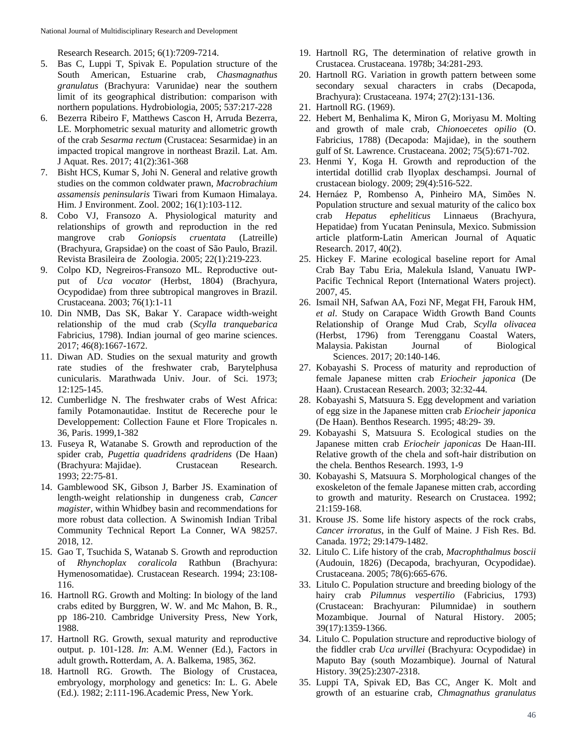Research Research. 2015; 6(1):7209-7214.

5. Bas C, Luppi T, Spivak E. Population structure of the South American, Estuarine crab, *Chasmagnathus granulatus* (Brachyura: Varunidae) near the southern limit of its geographical distribution: comparison with northern populations. Hydrobiologia, 2005; 537:217-228
6. Bezerra Ribeiro F, Matthews Cascon H, Arruda Bezerra, LE. Morphometric sexual maturity and allometric growth of the crab *Sesarma rectum* (Crustacea: Sesarmidae) in an impacted tropical mangrove in northeast Brazil. Lat. Am. J Aquat. Res. 2017; 41(2):361-368
7. Bisht HCS, Kumar S, Johi N. General and relative growth studies on the common coldwater prawn, *Macrobrachium assamensis peninsularis* Tiwari from Kumaon Himalaya. Him. J Environment. Zool. 2002; 16(1):103-112.
8. Cobo VJ, Fransozo A. Physiological maturity and relationships of growth and reproduction in the red mangrove crab *Goniopsis cruentata* (Latreille) (Brachyura, Grapsidae) on the coast of São Paulo, Brazil. Revista Brasileira de Zoologia. 2005; 22(1):219-223.
9. Colpo KD, Negreiros-Fransozo ML. Reproductive output of *Uca vocator* (Herbst, 1804) (Brachyura, Ocypodidae) from three subtropical mangroves in Brazil. Crustaceana. 2003; 76(1):1-11
10. Din NMB, Das SK, Bakar Y. Carapace width-weight relationship of the mud crab (*Scylla tranquebarica* Fabricius, 1798). Indian journal of geo marine sciences. 2017; 46(8):1667-1672.
11. Diwan AD. Studies on the sexual maturity and growth rate studies of the freshwater crab, Barytelphusa cunicularis. Marathwada Univ. Jour. of Sci. 1973; 12:125-145.
12. Cumberlidge N. The freshwater crabs of West Africa: family Potamonautidae. Institut de Recereche pour le Developpement: Collection Faune et Flore Tropicales n. 36, Paris. 1999,1-382
13. Fuseya R, Watanabe S. Growth and reproduction of the spider crab, *Pugettia quadridens qradridens* (De Haan) (Brachyura: Majidae). Crustacean Research. 1993; 22:75-81.
14. Gamblewood SK, Gibson J, Barber JS. Examination of length-weight relationship in dungeness crab, *Cancer magister*, within Whidbey basin and recommendations for more robust data collection. A Swinomish Indian Tribal Community Technical Report La Conner, WA 98257. 2018, 12.
15. Gao T, Tsuchida S, Watanab S. Growth and reproduction of *Rhynchoplax coralicola* Rathbun (Brachyura: Hymenosomatidae). Crustacean Research. 1994; 23:108-116.
16. Hartnoll RG. Growth and Molting: In biology of the land crabs edited by Burggren, W. W. and Mc Mahon, B. R., pp 186-210. Cambridge University Press, New York, 1988.
17. Hartnoll RG. Growth, sexual maturity and reproductive output. p. 101-128. *In*: A.M. Wenner (Ed.), Factors in adult growth**.** Rotterdam, A. A. Balkema, 1985, 362.
18. Hartnoll RG. Growth. The Biology of Crustacea, embryology, morphology and genetics: In: L. G. Abele (Ed.). 1982; 2:111-196.Academic Press, New York.
19. Hartnoll RG, The determination of relative growth in Crustacea. Crustaceana. 1978b; 34:281-293.
20. Hartnoll RG. Variation in growth pattern between some secondary sexual characters in crabs (Decapoda, Brachyura): Crustaceana. 1974; 27(2):131-136.
21. Hartnoll RG. (1969).
22. Hebert M, Benhalima K, Miron G, Moriyasu M. Molting and growth of male crab, *Chionoecetes opilio* (O. Fabricius, 1788) (Decapoda: Majidae), in the southern gulf of St. Lawrence. Crustaceana. 2002; 75(5):671-702.
23. Henmi Y, Koga H. Growth and reproduction of the intertidal dotillid crab Ilyoplax deschampsi. Journal of crustacean biology. 2009; 29(4):516-522.
24. Hernáez P, Rombenso A, Pinheiro MA, Simões N. Population structure and sexual maturity of the calico box crab *Hepatus epheliticus* Linnaeus (Brachyura, Hepatidae) from Yucatan Peninsula, Mexico. Submission article platform-Latin American Journal of Aquatic Research. 2017, 40(2).
25. Hickey F. Marine ecological baseline report for Amal Crab Bay Tabu Eria, Malekula Island, Vanuatu IWP-Pacific Technical Report (International Waters project). 2007, 45.
26. Ismail NH, Safwan AA, Fozi NF, Megat FH, Farouk HM, *et al*. Study on Carapace Width Growth Band Counts Relationship of Orange Mud Crab, *Scylla olivacea* (Herbst, 1796) from Terengganu Coastal Waters, Malaysia. Pakistan Journal of Biological Sciences. 2017; 20:140-146.
27. Kobayashi S. Process of maturity and reproduction of female Japanese mitten crab *Eriocheir japonica* (De Haan). Crustacean Research. 2003; 32:32-44.
28. Kobayashi S, Matsuura S. Egg development and variation of egg size in the Japanese mitten crab *Eriocheir japonica* (De Haan). Benthos Research. 1995; 48:29- 39.
29. Kobayashi S, Matsuura S. Ecological studies on the Japanese mitten crab *Eriocheir japonicas* De Haan-III. Relative growth of the chela and soft-hair distribution on the chela. Benthos Research. 1993, 1-9
30. Kobayashi S, Matsuura S. Morphological changes of the exoskeleton of the female Japanese mitten crab, according to growth and maturity. Research on Crustacea. 1992; 21:159-168.
31. Krouse JS. Some life history aspects of the rock crabs, *Cancer irroratus*, in the Gulf of Maine. J Fish Res. Bd. Canada. 1972; 29:1479-1482.
32. Litulo C. Life history of the crab, *Macrophthalmus boscii* (Audouin, 1826) (Decapoda, brachyuran, Ocypodidae). Crustaceana. 2005; 78(6):665-676.
33. Litulo C. Population structure and breeding biology of the hairy crab *Pilumnus vespertilio* (Fabricius, 1793) (Crustacean: Brachyuran: Pilumnidae) in southern Mozambique. Journal of Natural History. 2005; 39(17):1359-1366.
34. Litulo C. Population structure and reproductive biology of the fiddler crab *Uca urvillei* (Brachyura: Ocypodidae) in Maputo Bay (south Mozambique). Journal of Natural History. 39(25):2307-2318.
35. Luppi TA, Spivak ED, Bas CC, Anger K. Molt and growth of an estuarine crab, *Chmagnathus granulatus*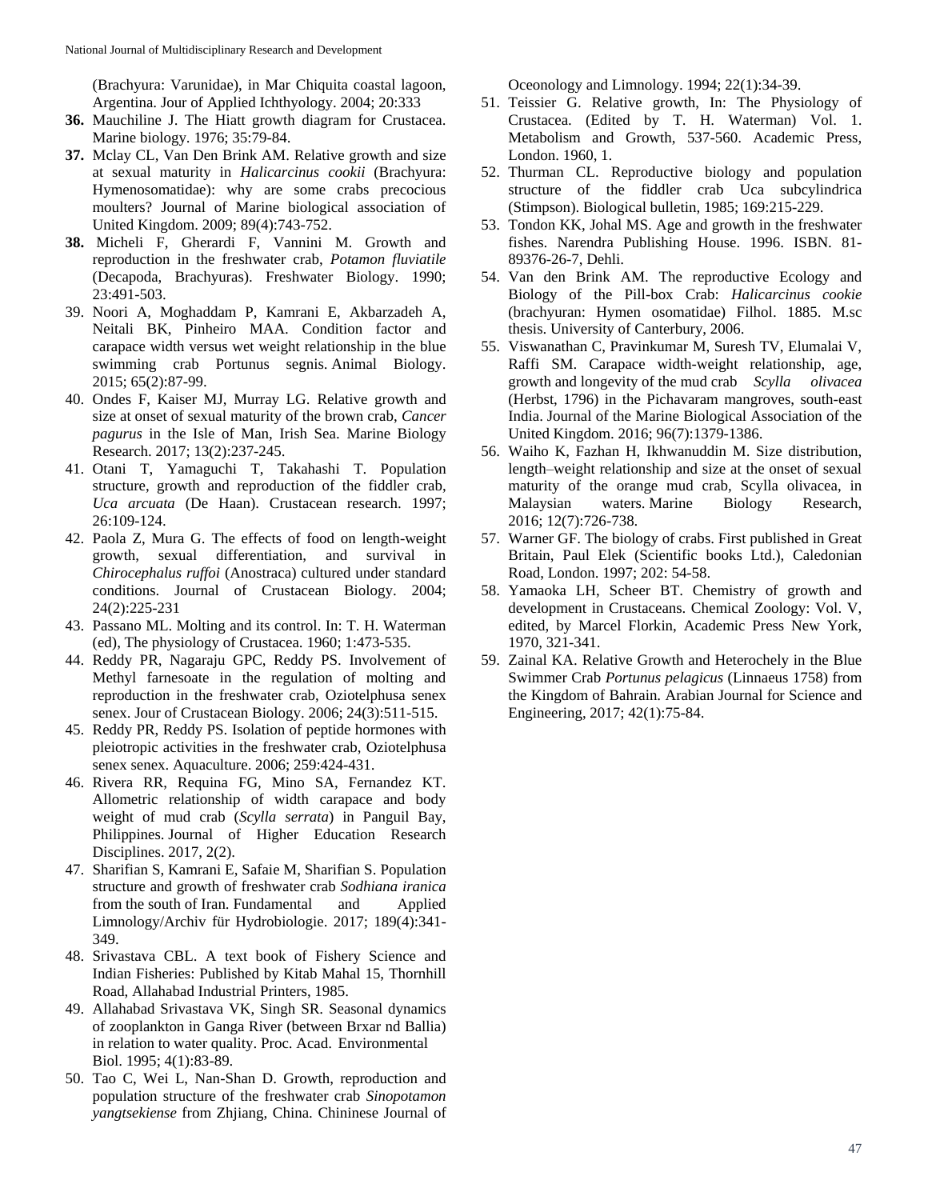(Brachyura: Varunidae), in Mar Chiquita coastal lagoon, Argentina. Jour of Applied Ichthyology. 2004; 20:333

**36.** Mauchiline J. The Hiatt growth diagram for Crustacea. Marine biology. 1976; 35:79-84.

**37.** Mclay CL, Van Den Brink AM. Relative growth and size at sexual maturity in *Halicarcinus cookii* (Brachyura: Hymenosomatidae): why are some crabs precocious moulters? Journal of Marine biological association of United Kingdom. 2009; 89(4):743-752.

**38.** Micheli F, Gherardi F, Vannini M. Growth and reproduction in the freshwater crab, *Potamon fluviatile* (Decapoda, Brachyuras). Freshwater Biology. 1990; 23:491-503.

39. Noori A, Moghaddam P, Kamrani E, Akbarzadeh A, Neitali BK, Pinheiro MAA. Condition factor and carapace width versus wet weight relationship in the blue swimming crab Portunus segnis. Animal Biology. 2015; 65(2):87-99.

40. Ondes F, Kaiser MJ, Murray LG. Relative growth and size at onset of sexual maturity of the brown crab, *Cancer pagurus* in the Isle of Man, Irish Sea. Marine Biology Research. 2017; 13(2):237-245.

41. Otani T, Yamaguchi T, Takahashi T. Population structure, growth and reproduction of the fiddler crab, *Uca arcuata* (De Haan). Crustacean research. 1997; 26:109-124.

42. Paola Z, Mura G. The effects of food on length-weight growth, sexual differentiation, and survival in *Chirocephalus ruffoi* (Anostraca) cultured under standard conditions. Journal of Crustacean Biology. 2004; 24(2):225-231

43. Passano ML. Molting and its control. In: T. H. Waterman (ed), The physiology of Crustacea. 1960; 1:473-535.

44. Reddy PR, Nagaraju GPC, Reddy PS. Involvement of Methyl farnesoate in the regulation of molting and reproduction in the freshwater crab, Oziotelphusa senex senex. Jour of Crustacean Biology. 2006; 24(3):511-515.

45. Reddy PR, Reddy PS. Isolation of peptide hormones with pleiotropic activities in the freshwater crab, Oziotelphusa senex senex. Aquaculture. 2006; 259:424-431.

46. Rivera RR, Requina FG, Mino SA, Fernandez KT. Allometric relationship of width carapace and body weight of mud crab (*Scylla serrata*) in Panguil Bay, Philippines. Journal of Higher Education Research Disciplines. 2017, 2(2).

47. Sharifian S, Kamrani E, Safaie M, Sharifian S. Population structure and growth of freshwater crab *Sodhiana iranica* from the south of Iran. Fundamental and Applied Limnology/Archiv für Hydrobiologie. 2017; 189(4):341-349.

48. Srivastava CBL. A text book of Fishery Science and Indian Fisheries: Published by Kitab Mahal 15, Thornhill Road, Allahabad Industrial Printers, 1985.

49. Allahabad Srivastava VK, Singh SR. Seasonal dynamics of zooplankton in Ganga River (between Brxar nd Ballia) in relation to water quality. Proc. Acad. Environmental Biol. 1995; 4(1):83-89.

50. Tao C, Wei L, Nan-Shan D. Growth, reproduction and population structure of the freshwater crab *Sinopotamon yangtsekiense* from Zhjiang, China. Chininese Journal of Oceonology and Limnology. 1994; 22(1):34-39.

51. Teissier G. Relative growth, In: The Physiology of Crustacea. (Edited by T. H. Waterman) Vol. 1. Metabolism and Growth, 537-560. Academic Press, London. 1960, 1.

52. Thurman CL. Reproductive biology and population structure of the fiddler crab Uca subcylindrica (Stimpson). Biological bulletin, 1985; 169:215-229.

53. Tondon KK, Johal MS. Age and growth in the freshwater fishes. Narendra Publishing House. 1996. ISBN. 81-89376-26-7, Dehli.

54. Van den Brink AM. The reproductive Ecology and Biology of the Pill-box Crab: *Halicarcinus cookie* (brachyuran: Hymen osomatidae) Filhol. 1885. M.sc thesis. University of Canterbury, 2006.

55. Viswanathan C, Pravinkumar M, Suresh TV, Elumalai V, Raffi SM. Carapace width-weight relationship, age, growth and longevity of the mud crab *Scylla olivacea* (Herbst, 1796) in the Pichavaram mangroves, south-east India. Journal of the Marine Biological Association of the United Kingdom. 2016; 96(7):1379-1386.

56. Waiho K, Fazhan H, Ikhwanuddin M. Size distribution, length–weight relationship and size at the onset of sexual maturity of the orange mud crab, Scylla olivacea, in Malaysian waters. Marine Biology Research, 2016; 12(7):726-738.

57. Warner GF. The biology of crabs. First published in Great Britain, Paul Elek (Scientific books Ltd.), Caledonian Road, London. 1997; 202: 54-58.

58. Yamaoka LH, Scheer BT. Chemistry of growth and development in Crustaceans. Chemical Zoology: Vol. V, edited, by Marcel Florkin, Academic Press New York, 1970, 321-341.

59. Zainal KA. Relative Growth and Heterochely in the Blue Swimmer Crab *Portunus pelagicus* (Linnaeus 1758) from the Kingdom of Bahrain. Arabian Journal for Science and Engineering, 2017; 42(1):75-84.